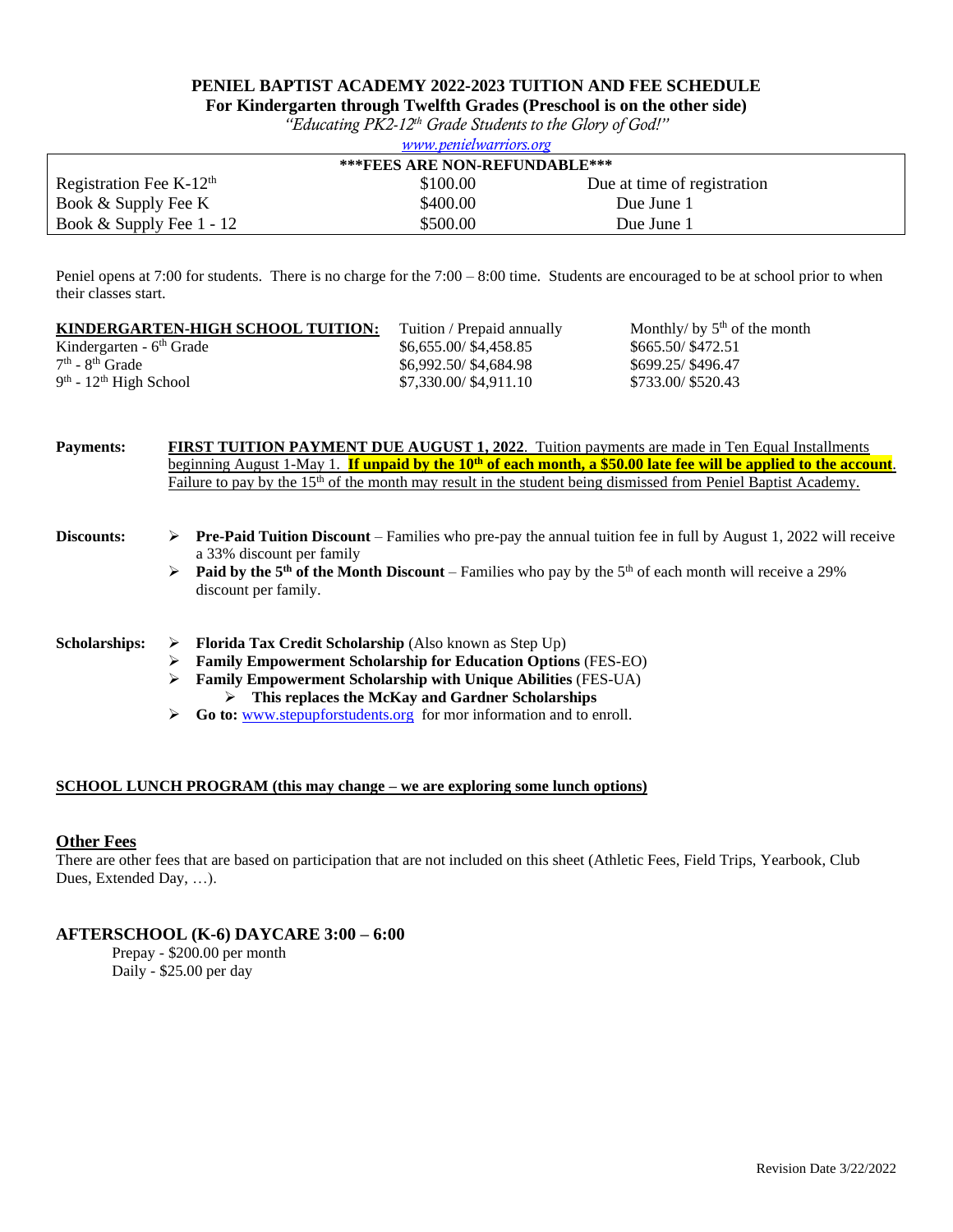# PENIEL BAPTIST ACADEMY 2022-2023 TUITION AND FEE SCHEDULE

**For Kindergarten through Twelfth Grades (Preschool is on the other side)**

*"Educating PK2-12th Grade Students to the Glory of God!"*

www.penielwarriors.org

| \*\*\*FEES ARE NON-REFUNDABLE\*\*\* | | |
|---|---|---|
| Registration Fee K-12th | $100.00 | Due at time of registration |
| Book & Supply Fee K | $400.00 | Due June 1 |
| Book & Supply Fee 1 - 12 | $500.00 | Due June 1 |

Peniel opens at 7:00 for students. There is no charge for the 7:00 – 8:00 time. Students are encouraged to be at school prior to when their classes start.

| **KINDERGARTEN-HIGH SCHOOL TUITION:** | Tuition / Prepaid annually | Monthly/ by 5th of the month |
|---|---|---|
| Kindergarten - 6th Grade | $6,655.00/ $4,458.85 | $665.50/ $472.51 |
| 7th - 8th Grade | $6,992.50/ $4,684.98 | $699.25/ $496.47 |
| 9th - 12th High School | $7,330.00/ $4,911.10 | $733.00/ $520.43 |

**Payments:** **FIRST TUITION PAYMENT DUE AUGUST 1, 2022**. Tuition payments are made in Ten Equal Installments beginning August 1-May 1. **If unpaid by the 10th of each month, a $50.00 late fee will be applied to the account**. Failure to pay by the 15th of the month may result in the student being dismissed from Peniel Baptist Academy.

**Discounts:**

- **Pre-Paid Tuition Discount** – Families who pre-pay the annual tuition fee in full by August 1, 2022 will receive a 33% discount per family
- **Paid by the 5th of the Month Discount** – Families who pay by the 5th of each month will receive a 29% discount per family.

**Scholarships:**

- **Florida Tax Credit Scholarship** (Also known as Step Up)
- **Family Empowerment Scholarship for Education Options** (FES-EO)
- **Family Empowerment Scholarship with Unique Abilities** (FES-UA)
  - **This replaces the McKay and Gardner Scholarships**
- **Go to:** www.stepupforstudents.org for mor information and to enroll.

**SCHOOL LUNCH PROGRAM (this may change – we are exploring some lunch options)**

## Other Fees

There are other fees that are based on participation that are not included on this sheet (Athletic Fees, Field Trips, Yearbook, Club Dues, Extended Day, …).

## AFTERSCHOOL (K-6) DAYCARE 3:00 – 6:00

Prepay - $200.00 per month
Daily - $25.00 per day

Revision Date 3/22/2022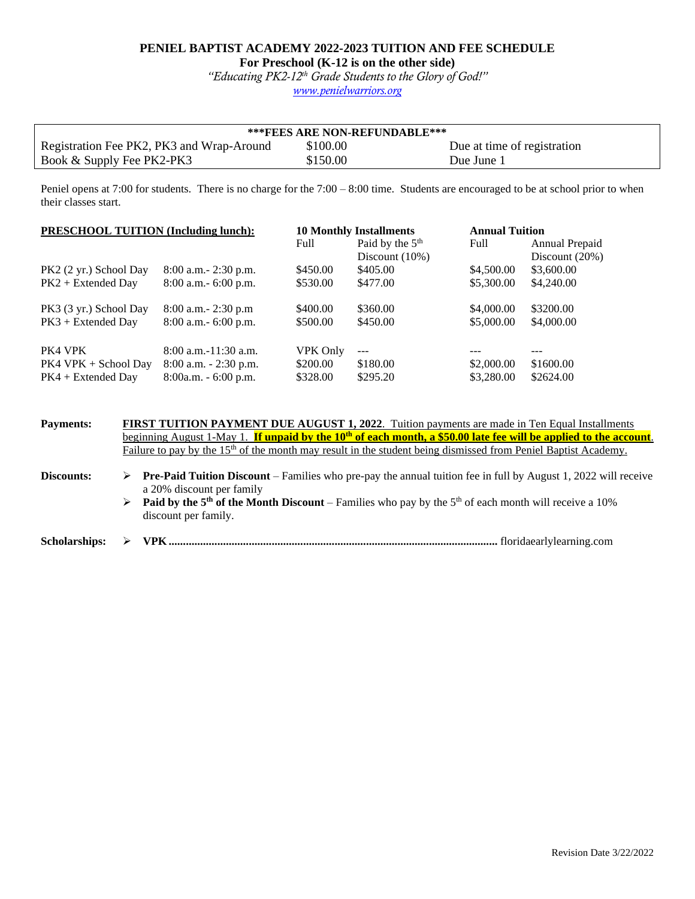# PENIEL BAPTIST ACADEMY 2022-2023 TUITION AND FEE SCHEDULE

**For Preschool (K-12 is on the other side)**

*"Educating PK2-12th Grade Students to the Glory of God!"*

*www.penielwarriors.org*

| \*\*\*FEES ARE NON-REFUNDABLE\*\*\* | | |
|---|---|---|
| Registration Fee PK2, PK3 and Wrap-Around | $100.00 | Due at time of registration |
| Book & Supply Fee PK2-PK3 | $150.00 | Due June 1 |

Peniel opens at 7:00 for students. There is no charge for the 7:00 – 8:00 time. Students are encouraged to be at school prior to when their classes start.

| **PRESCHOOL TUITION (Including lunch):** | | **10 Monthly Installments** | | **Annual Tuition** | |
|---|---|---|---|---|---|
| | | Full | Paid by the 5th Discount (10%) | Full | Annual Prepaid Discount (20%) |
| PK2 (2 yr.) School Day | 8:00 a.m.- 2:30 p.m. | $450.00 | $405.00 | $4,500.00 | $3,600.00 |
| PK2 + Extended Day | 8:00 a.m.- 6:00 p.m. | $530.00 | $477.00 | $5,300.00 | $4,240.00 |
| PK3 (3 yr.) School Day | 8:00 a.m.- 2:30 p.m | $400.00 | $360.00 | $4,000.00 | $3200.00 |
| PK3 + Extended Day | 8:00 a.m.- 6:00 p.m. | $500.00 | $450.00 | $5,000.00 | $4,000.00 |
| PK4 VPK | 8:00 a.m.-11:30 a.m. | VPK Only | --- | --- | --- |
| PK4 VPK + School Day | 8:00 a.m. - 2:30 p.m. | $200.00 | $180.00 | $2,000.00 | $1600.00 |
| PK4 + Extended Day | 8:00a.m. - 6:00 p.m. | $328.00 | $295.20 | $3,280.00 | $2624.00 |

**Payments:** **FIRST TUITION PAYMENT DUE AUGUST 1, 2022**. Tuition payments are made in Ten Equal Installments beginning August 1-May 1. **If unpaid by the 10th of each month, a $50.00 late fee will be applied to the account**. Failure to pay by the 15th of the month may result in the student being dismissed from Peniel Baptist Academy.

**Discounts:**

- **Pre-Paid Tuition Discount** – Families who pre-pay the annual tuition fee in full by August 1, 2022 will receive a 20% discount per family
- **Paid by the 5th of the Month Discount** – Families who pay by the 5th of each month will receive a 10% discount per family.

**Scholarships:**

- **VPK** ........................................................................................................... floridaearlylearning.com

Revision Date 3/22/2022